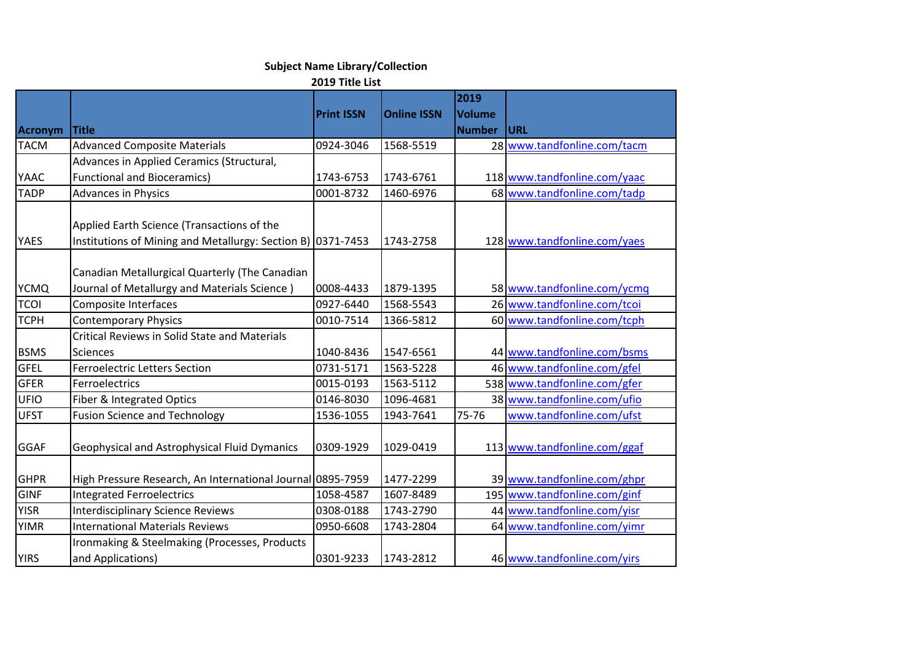**Subject Name Library/Collection**

**2019 Title List**

| Acronym | Title | Print ISSN | Online ISSN | 2019 Volume Number | URL |
|---|---|---|---|---|---|
| TACM | Advanced Composite Materials | 0924-3046 | 1568-5519 | 28 | www.tandfonline.com/tacm |
| YAAC | Advances in Applied Ceramics (Structural, Functional and Bioceramics) | 1743-6753 | 1743-6761 | 118 | www.tandfonline.com/yaac |
| TADP | Advances in Physics | 0001-8732 | 1460-6976 | 68 | www.tandfonline.com/tadp |
| YAES | Applied Earth Science (Transactions of the Institutions of Mining and Metallurgy: Section B) | 0371-7453 | 1743-2758 | 128 | www.tandfonline.com/yaes |
| YCMQ | Canadian Metallurgical Quarterly (The Canadian Journal of Metallurgy and Materials Science ) | 0008-4433 | 1879-1395 | 58 | www.tandfonline.com/ycmq |
| TCOI | Composite Interfaces | 0927-6440 | 1568-5543 | 26 | www.tandfonline.com/tcoi |
| TCPH | Contemporary Physics | 0010-7514 | 1366-5812 | 60 | www.tandfonline.com/tcph |
| BSMS | Critical Reviews in Solid State and Materials Sciences | 1040-8436 | 1547-6561 | 44 | www.tandfonline.com/bsms |
| GFEL | Ferroelectric Letters Section | 0731-5171 | 1563-5228 | 46 | www.tandfonline.com/gfel |
| GFER | Ferroelectrics | 0015-0193 | 1563-5112 | 538 | www.tandfonline.com/gfer |
| UFIO | Fiber & Integrated Optics | 0146-8030 | 1096-4681 | 38 | www.tandfonline.com/ufio |
| UFST | Fusion Science and Technology | 1536-1055 | 1943-7641 | 75-76 | www.tandfonline.com/ufst |
| GGAF | Geophysical and Astrophysical Fluid Dymanics | 0309-1929 | 1029-0419 | 113 | www.tandfonline.com/ggaf |
| GHPR | High Pressure Research, An International Journal | 0895-7959 | 1477-2299 | 39 | www.tandfonline.com/ghpr |
| GINF | Integrated Ferroelectrics | 1058-4587 | 1607-8489 | 195 | www.tandfonline.com/ginf |
| YISR | Interdisciplinary Science Reviews | 0308-0188 | 1743-2790 | 44 | www.tandfonline.com/yisr |
| YIMR | International Materials Reviews | 0950-6608 | 1743-2804 | 64 | www.tandfonline.com/yimr |
| YIRS | Ironmaking & Steelmaking (Processes, Products and Applications) | 0301-9233 | 1743-2812 | 46 | www.tandfonline.com/yirs |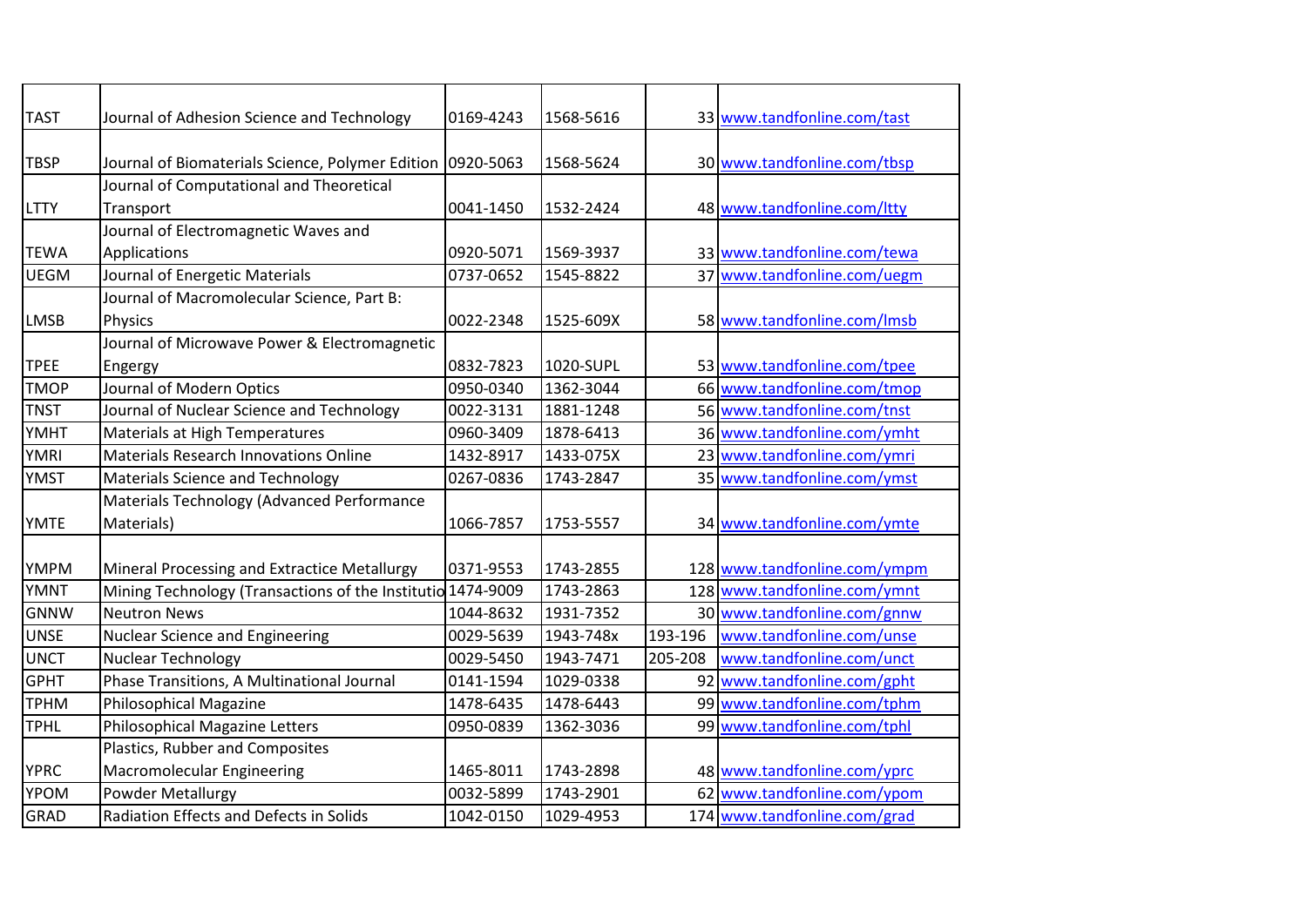| TAST | Journal of Adhesion Science and Technology | 0169-4243 | 1568-5616 | 33 | www.tandfonline.com/tast |
|---|---|---|---|---|---|
| TBSP | Journal of Biomaterials Science, Polymer Edition | 0920-5063 | 1568-5624 | 30 | www.tandfonline.com/tbsp |
| LTTY | Journal of Computational and Theoretical Transport | 0041-1450 | 1532-2424 | 48 | www.tandfonline.com/ltty |
| TEWA | Journal of Electromagnetic Waves and Applications | 0920-5071 | 1569-3937 | 33 | www.tandfonline.com/tewa |
| UEGM | Journal of Energetic Materials | 0737-0652 | 1545-8822 | 37 | www.tandfonline.com/uegm |
| LMSB | Journal of Macromolecular Science, Part B: Physics | 0022-2348 | 1525-609X | 58 | www.tandfonline.com/lmsb |
| TPEE | Journal of Microwave Power & Electromagnetic Engergy | 0832-7823 | 1020-SUPL | 53 | www.tandfonline.com/tpee |
| TMOP | Journal of Modern Optics | 0950-0340 | 1362-3044 | 66 | www.tandfonline.com/tmop |
| TNST | Journal of Nuclear Science and Technology | 0022-3131 | 1881-1248 | 56 | www.tandfonline.com/tnst |
| YMHT | Materials at High Temperatures | 0960-3409 | 1878-6413 | 36 | www.tandfonline.com/ymht |
| YMRI | Materials Research Innovations Online | 1432-8917 | 1433-075X | 23 | www.tandfonline.com/ymri |
| YMST | Materials Science and Technology | 0267-0836 | 1743-2847 | 35 | www.tandfonline.com/ymst |
| YMTE | Materials Technology (Advanced Performance Materials) | 1066-7857 | 1753-5557 | 34 | www.tandfonline.com/ymte |
| YMPM | Mineral Processing and Extractice Metallurgy | 0371-9553 | 1743-2855 | 128 | www.tandfonline.com/ympm |
| YMNT | Mining Technology (Transactions of the Institutio | 1474-9009 | 1743-2863 | 128 | www.tandfonline.com/ymnt |
| GNNW | Neutron News | 1044-8632 | 1931-7352 | 30 | www.tandfonline.com/gnnw |
| UNSE | Nuclear Science and Engineering | 0029-5639 | 1943-748x | 193-196 | www.tandfonline.com/unse |
| UNCT | Nuclear Technology | 0029-5450 | 1943-7471 | 205-208 | www.tandfonline.com/unct |
| GPHT | Phase Transitions, A Multinational Journal | 0141-1594 | 1029-0338 | 92 | www.tandfonline.com/gpht |
| TPHM | Philosophical Magazine | 1478-6435 | 1478-6443 | 99 | www.tandfonline.com/tphm |
| TPHL | Philosophical Magazine Letters | 0950-0839 | 1362-3036 | 99 | www.tandfonline.com/tphl |
| YPRC | Plastics, Rubber and Composites Macromolecular Engineering | 1465-8011 | 1743-2898 | 48 | www.tandfonline.com/yprc |
| YPOM | Powder Metallurgy | 0032-5899 | 1743-2901 | 62 | www.tandfonline.com/ypom |
| GRAD | Radiation Effects and Defects in Solids | 1042-0150 | 1029-4953 | 174 | www.tandfonline.com/grad |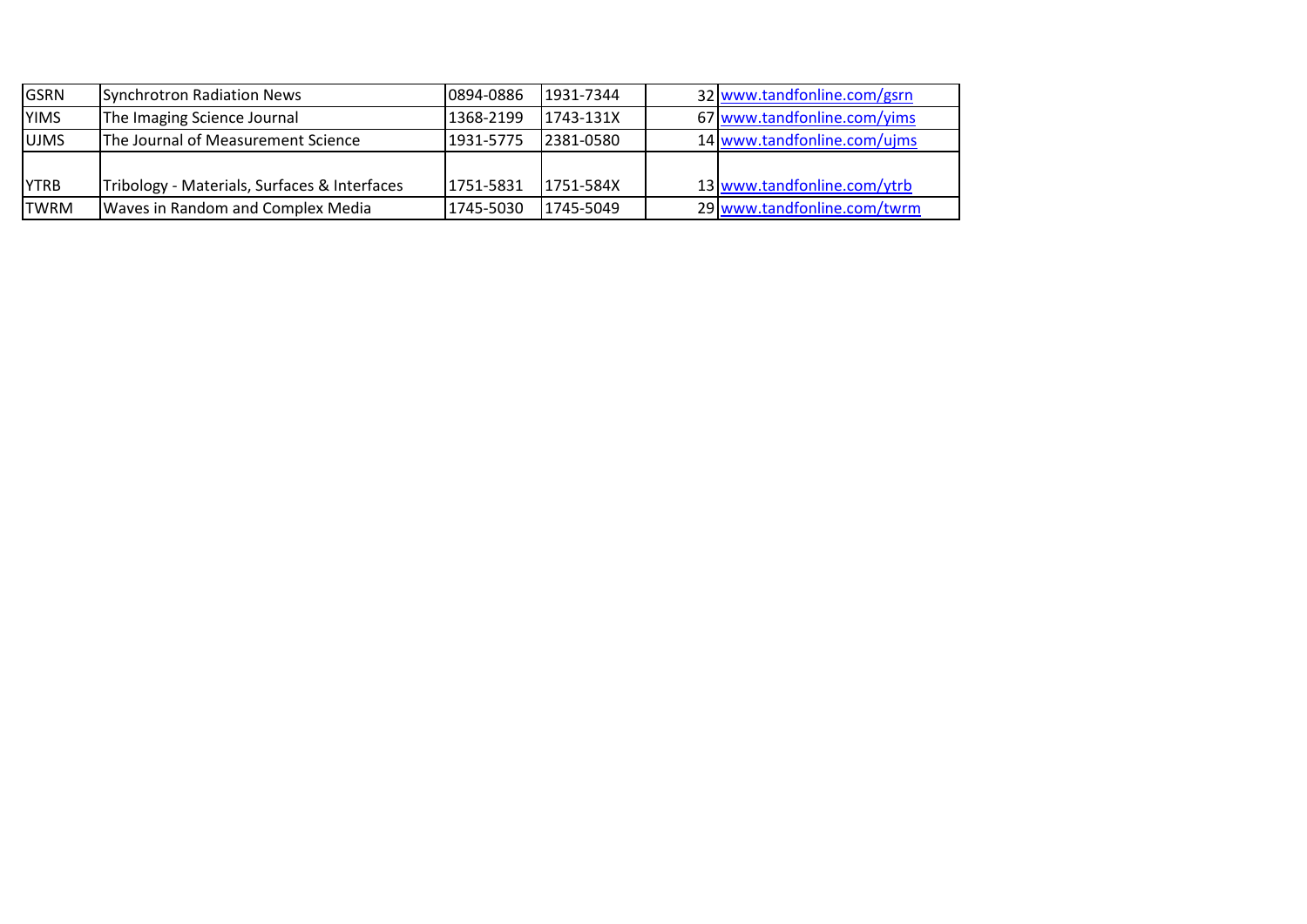| | | | | | |
|---|---|---|---|---|---|
| GSRN | Synchrotron Radiation News | 0894-0886 | 1931-7344 | 32 | www.tandfonline.com/gsrn |
| YIMS | The Imaging Science Journal | 1368-2199 | 1743-131X | 67 | www.tandfonline.com/yims |
| UJMS | The Journal of Measurement Science | 1931-5775 | 2381-0580 | 14 | www.tandfonline.com/ujms |
| YTRB | Tribology - Materials, Surfaces & Interfaces | 1751-5831 | 1751-584X | 13 | www.tandfonline.com/ytrb |
| TWRM | Waves in Random and Complex Media | 1745-5030 | 1745-5049 | 29 | www.tandfonline.com/twrm |